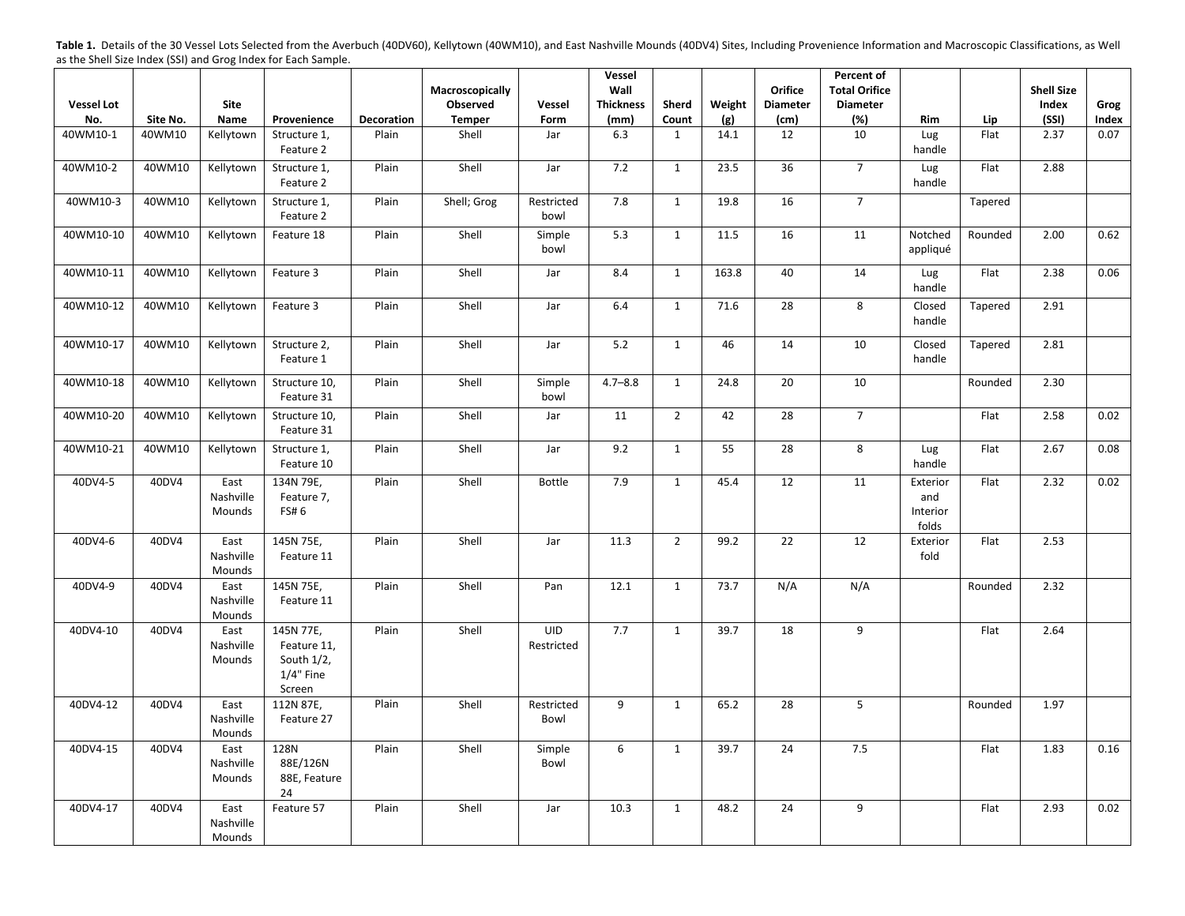**Table 1.** Details of the 30 Vessel Lots Selected from the Averbuch (40DV60), Kellytown (40WM10), and East Nashville Mounds (40DV4) Sites, Including Provenience Information and Macroscopic Classifications, as Well as the Shell Size Index (SSI) and Grog Index for Each Sample.

| Vessel Lot No. | Site No. | Site Name | Provenience | Decoration | Macroscopically Observed Temper | Vessel Form | Vessel Wall Thickness (mm) | Sherd Count | Weight (g) | Orifice Diameter (cm) | Percent of Total Orifice Diameter (%) | Rim | Lip | Shell Size Index (SSI) | Grog Index |
|---|---|---|---|---|---|---|---|---|---|---|---|---|---|---|---|
| 40WM10-1 | 40WM10 | Kellytown | Structure 1, Feature 2 | Plain | Shell | Jar | 6.3 | 1 | 14.1 | 12 | 10 | Lug handle | Flat | 2.37 | 0.07 |
| 40WM10-2 | 40WM10 | Kellytown | Structure 1, Feature 2 | Plain | Shell | Jar | 7.2 | 1 | 23.5 | 36 | 7 | Lug handle | Flat | 2.88 | |
| 40WM10-3 | 40WM10 | Kellytown | Structure 1, Feature 2 | Plain | Shell; Grog | Restricted bowl | 7.8 | 1 | 19.8 | 16 | 7 | | Tapered | | |
| 40WM10-10 | 40WM10 | Kellytown | Feature 18 | Plain | Shell | Simple bowl | 5.3 | 1 | 11.5 | 16 | 11 | Notched appliqué | Rounded | 2.00 | 0.62 |
| 40WM10-11 | 40WM10 | Kellytown | Feature 3 | Plain | Shell | Jar | 8.4 | 1 | 163.8 | 40 | 14 | Lug handle | Flat | 2.38 | 0.06 |
| 40WM10-12 | 40WM10 | Kellytown | Feature 3 | Plain | Shell | Jar | 6.4 | 1 | 71.6 | 28 | 8 | Closed handle | Tapered | 2.91 | |
| 40WM10-17 | 40WM10 | Kellytown | Structure 2, Feature 1 | Plain | Shell | Jar | 5.2 | 1 | 46 | 14 | 10 | Closed handle | Tapered | 2.81 | |
| 40WM10-18 | 40WM10 | Kellytown | Structure 10, Feature 31 | Plain | Shell | Simple bowl | 4.7–8.8 | 1 | 24.8 | 20 | 10 | | Rounded | 2.30 | |
| 40WM10-20 | 40WM10 | Kellytown | Structure 10, Feature 31 | Plain | Shell | Jar | 11 | 2 | 42 | 28 | 7 | | Flat | 2.58 | 0.02 |
| 40WM10-21 | 40WM10 | Kellytown | Structure 1, Feature 10 | Plain | Shell | Jar | 9.2 | 1 | 55 | 28 | 8 | Lug handle | Flat | 2.67 | 0.08 |
| 40DV4-5 | 40DV4 | East Nashville Mounds | 134N 79E, Feature 7, FS# 6 | Plain | Shell | Bottle | 7.9 | 1 | 45.4 | 12 | 11 | Exterior and Interior folds | Flat | 2.32 | 0.02 |
| 40DV4-6 | 40DV4 | East Nashville Mounds | 145N 75E, Feature 11 | Plain | Shell | Jar | 11.3 | 2 | 99.2 | 22 | 12 | Exterior fold | Flat | 2.53 | |
| 40DV4-9 | 40DV4 | East Nashville Mounds | 145N 75E, Feature 11 | Plain | Shell | Pan | 12.1 | 1 | 73.7 | N/A | N/A | | Rounded | 2.32 | |
| 40DV4-10 | 40DV4 | East Nashville Mounds | 145N 77E, Feature 11, South 1/2, 1/4" Fine Screen | Plain | Shell | UID Restricted | 7.7 | 1 | 39.7 | 18 | 9 | | Flat | 2.64 | |
| 40DV4-12 | 40DV4 | East Nashville Mounds | 112N 87E, Feature 27 | Plain | Shell | Restricted Bowl | 9 | 1 | 65.2 | 28 | 5 | | Rounded | 1.97 | |
| 40DV4-15 | 40DV4 | East Nashville Mounds | 128N 88E/126N 88E, Feature 24 | Plain | Shell | Simple Bowl | 6 | 1 | 39.7 | 24 | 7.5 | | Flat | 1.83 | 0.16 |
| 40DV4-17 | 40DV4 | East Nashville Mounds | Feature 57 | Plain | Shell | Jar | 10.3 | 1 | 48.2 | 24 | 9 | | Flat | 2.93 | 0.02 |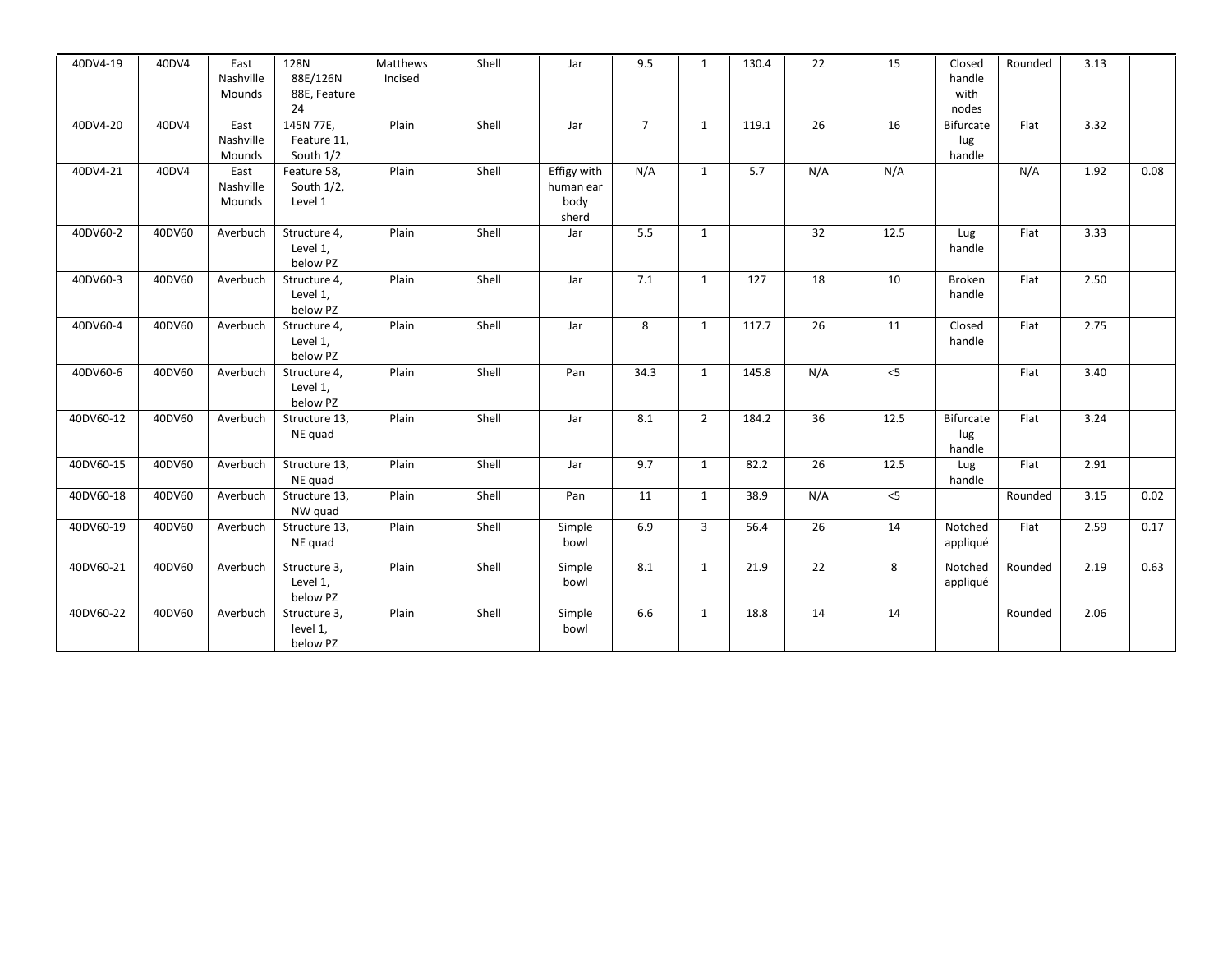| | | | | | | | | | | | | | | | |
|---|---|---|---|---|---|---|---|---|---|---|---|---|---|---|---|
| 40DV4-19 | 40DV4 | East Nashville Mounds | 128N 88E/126N 88E, Feature 24 | Matthews Incised | Shell | Jar | 9.5 | 1 | 130.4 | 22 | 15 | Closed handle with nodes | Rounded | 3.13 | |
| 40DV4-20 | 40DV4 | East Nashville Mounds | 145N 77E, Feature 11, South 1/2 | Plain | Shell | Jar | 7 | 1 | 119.1 | 26 | 16 | Bifurcate lug handle | Flat | 3.32 | |
| 40DV4-21 | 40DV4 | East Nashville Mounds | Feature 58, South 1/2, Level 1 | Plain | Shell | Effigy with human ear body sherd | N/A | 1 | 5.7 | N/A | N/A | | N/A | 1.92 | 0.08 |
| 40DV60-2 | 40DV60 | Averbuch | Structure 4, Level 1, below PZ | Plain | Shell | Jar | 5.5 | 1 | | 32 | 12.5 | Lug handle | Flat | 3.33 | |
| 40DV60-3 | 40DV60 | Averbuch | Structure 4, Level 1, below PZ | Plain | Shell | Jar | 7.1 | 1 | 127 | 18 | 10 | Broken handle | Flat | 2.50 | |
| 40DV60-4 | 40DV60 | Averbuch | Structure 4, Level 1, below PZ | Plain | Shell | Jar | 8 | 1 | 117.7 | 26 | 11 | Closed handle | Flat | 2.75 | |
| 40DV60-6 | 40DV60 | Averbuch | Structure 4, Level 1, below PZ | Plain | Shell | Pan | 34.3 | 1 | 145.8 | N/A | <5 | | Flat | 3.40 | |
| 40DV60-12 | 40DV60 | Averbuch | Structure 13, NE quad | Plain | Shell | Jar | 8.1 | 2 | 184.2 | 36 | 12.5 | Bifurcate lug handle | Flat | 3.24 | |
| 40DV60-15 | 40DV60 | Averbuch | Structure 13, NE quad | Plain | Shell | Jar | 9.7 | 1 | 82.2 | 26 | 12.5 | Lug handle | Flat | 2.91 | |
| 40DV60-18 | 40DV60 | Averbuch | Structure 13, NW quad | Plain | Shell | Pan | 11 | 1 | 38.9 | N/A | <5 | | Rounded | 3.15 | 0.02 |
| 40DV60-19 | 40DV60 | Averbuch | Structure 13, NE quad | Plain | Shell | Simple bowl | 6.9 | 3 | 56.4 | 26 | 14 | Notched appliqué | Flat | 2.59 | 0.17 |
| 40DV60-21 | 40DV60 | Averbuch | Structure 3, Level 1, below PZ | Plain | Shell | Simple bowl | 8.1 | 1 | 21.9 | 22 | 8 | Notched appliqué | Rounded | 2.19 | 0.63 |
| 40DV60-22 | 40DV60 | Averbuch | Structure 3, level 1, below PZ | Plain | Shell | Simple bowl | 6.6 | 1 | 18.8 | 14 | 14 | | Rounded | 2.06 | |